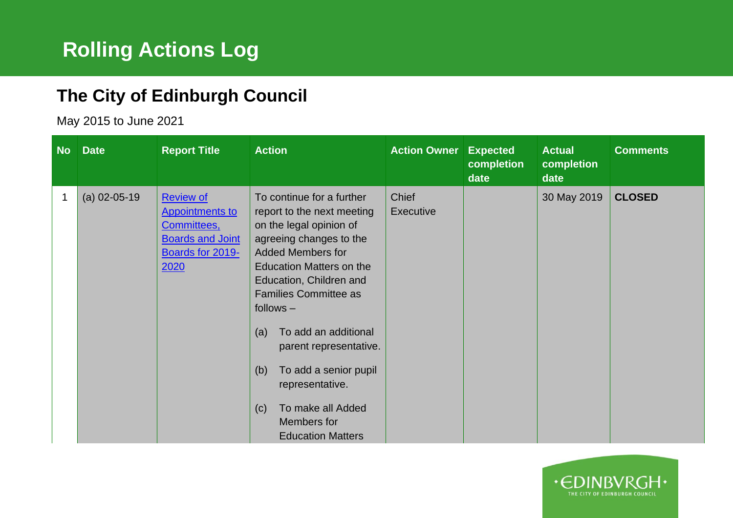# Rolling Actions Log

## The City of Edinburgh Council

May 2015 to June 2021

| No | Date | Report Title | Action | Action Owner | Expected completion date | Actual completion date | Comments |
|---|---|---|---|---|---|---|---|
| 1 | (a) 02-05-19 | Review of Appointments to Committees, Boards and Joint Boards for 2019-2020 | To continue for a further report to the next meeting on the legal opinion of agreeing changes to the Added Members for Education Matters on the Education, Children and Families Committee as follows – <br><br> (a) To add an additional parent representative. <br><br> (b) To add a senior pupil representative. <br><br> (c) To make all Added Members for Education Matters | Chief Executive | | 30 May 2019 | **CLOSED** |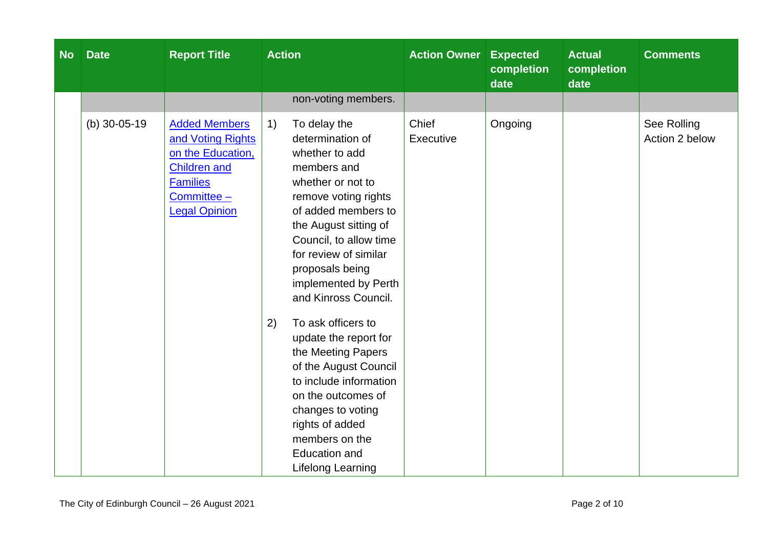| No | Date | Report Title | Action | Action Owner | Expected completion date | Actual completion date | Comments |
|---|---|---|---|---|---|---|---|
| | | | non-voting members. | | | | |
| | (b) 30-05-19 | [Added Members and Voting Rights on the Education, Children and Families Committee – Legal Opinion]() | 1) To delay the determination of whether to add members and whether or not to remove voting rights of added members to the August sitting of Council, to allow time for review of similar proposals being implemented by Perth and Kinross Council.<br><br>2) To ask officers to update the report for the Meeting Papers of the August Council to include information on the outcomes of changes to voting rights of added members on the Education and Lifelong Learning | Chief Executive | Ongoing | | See Rolling Action 2 below |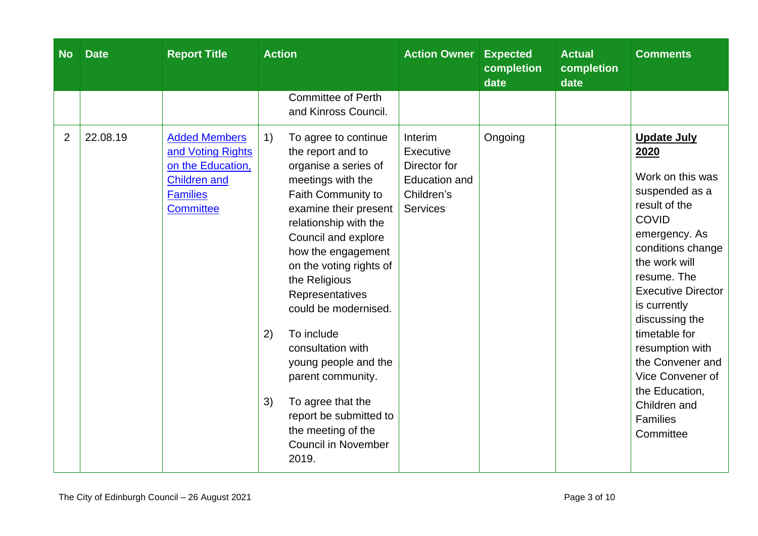| No | Date | Report Title | Action | Action Owner | Expected completion date | Actual completion date | Comments |
|---|---|---|---|---|---|---|---|
| | | | Committee of Perth and Kinross Council. | | | | |
| 2 | 22.08.19 | [Added Members and Voting Rights on the Education, Children and Families Committee]() | 1) To agree to continue the report and to organise a series of meetings with the Faith Community to examine their present relationship with the Council and explore how the engagement on the voting rights of the Religious Representatives could be modernised.<br><br>2) To include consultation with young people and the parent community.<br><br>3) To agree that the report be submitted to the meeting of the Council in November 2019. | Interim Executive Director for Education and Children's Services | Ongoing | | **Update July 2020**<br><br>Work on this was suspended as a result of the COVID emergency. As conditions change the work will resume. The Executive Director is currently discussing the timetable for resumption with the Convener and Vice Convener of the Education, Children and Families Committee |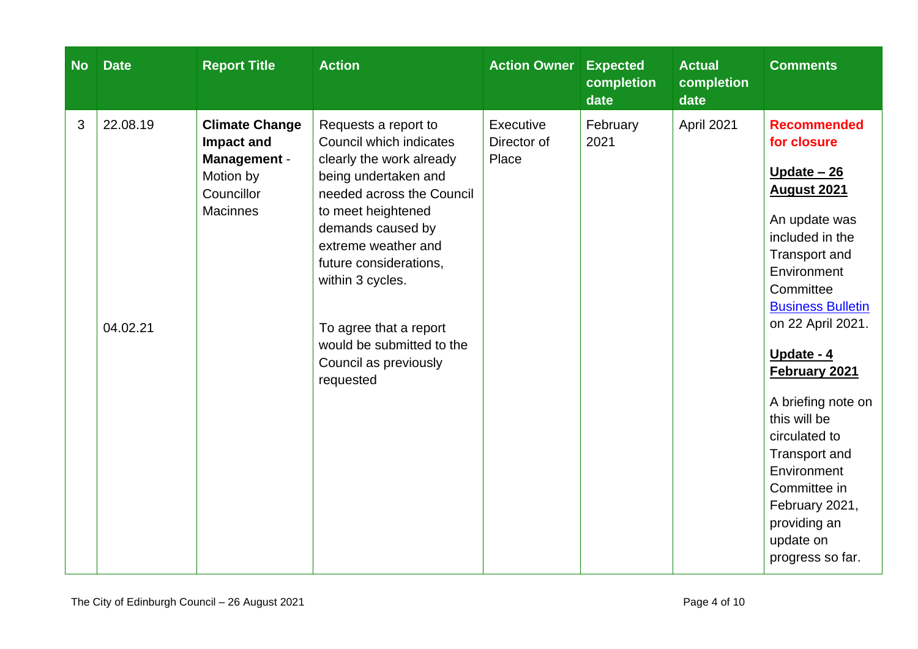| No | Date | Report Title | Action | Action Owner | Expected completion date | Actual completion date | Comments |
|---|---|---|---|---|---|---|---|
| 3 | 22.08.19<br><br>04.02.21 | **Climate Change Impact and Management** - Motion by Councillor Macinnes | Requests a report to Council which indicates clearly the work already being undertaken and needed across the Council to meet heightened demands caused by extreme weather and future considerations, within 3 cycles.<br><br>To agree that a report would be submitted to the Council as previously requested | Executive Director of Place | February 2021 | April 2021 | **Recommended for closure**<br><br>**Update – 26 August 2021**<br><br>An update was included in the Transport and Environment Committee Business Bulletin on 22 April 2021.<br><br>**Update - 4 February 2021**<br><br>A briefing note on this will be circulated to Transport and Environment Committee in February 2021, providing an update on progress so far. |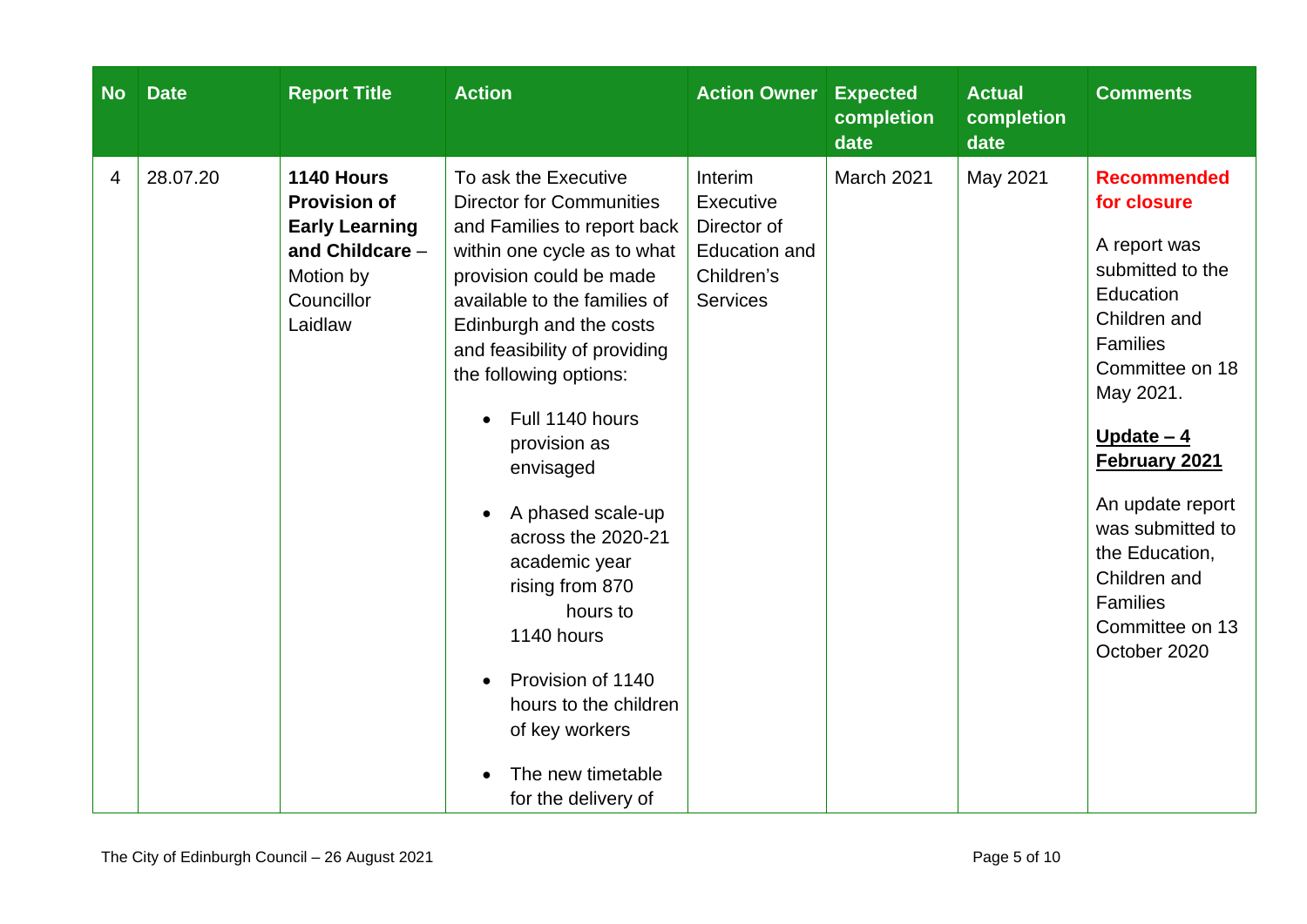| No | Date | Report Title | Action | Action Owner | Expected completion date | Actual completion date | Comments |
|---|---|---|---|---|---|---|---|
| 4 | 28.07.20 | **1140 Hours Provision of Early Learning and Childcare** – Motion by Councillor Laidlaw | To ask the Executive Director for Communities and Families to report back within one cycle as to what provision could be made available to the families of Edinburgh and the costs and feasibility of providing the following options:<br>• Full 1140 hours provision as envisaged<br>• A phased scale-up across the 2020-21 academic year rising from 870 hours to 1140 hours<br>• Provision of 1140 hours to the children of key workers<br>• The new timetable for the delivery of | Interim Executive Director of Education and Children's Services | March 2021 | May 2021 | **Recommended for closure**<br><br>A report was submitted to the Education Children and Families Committee on 18 May 2021.<br><br>**Update – 4 February 2021**<br><br>An update report was submitted to the Education, Children and Families Committee on 13 October 2020 |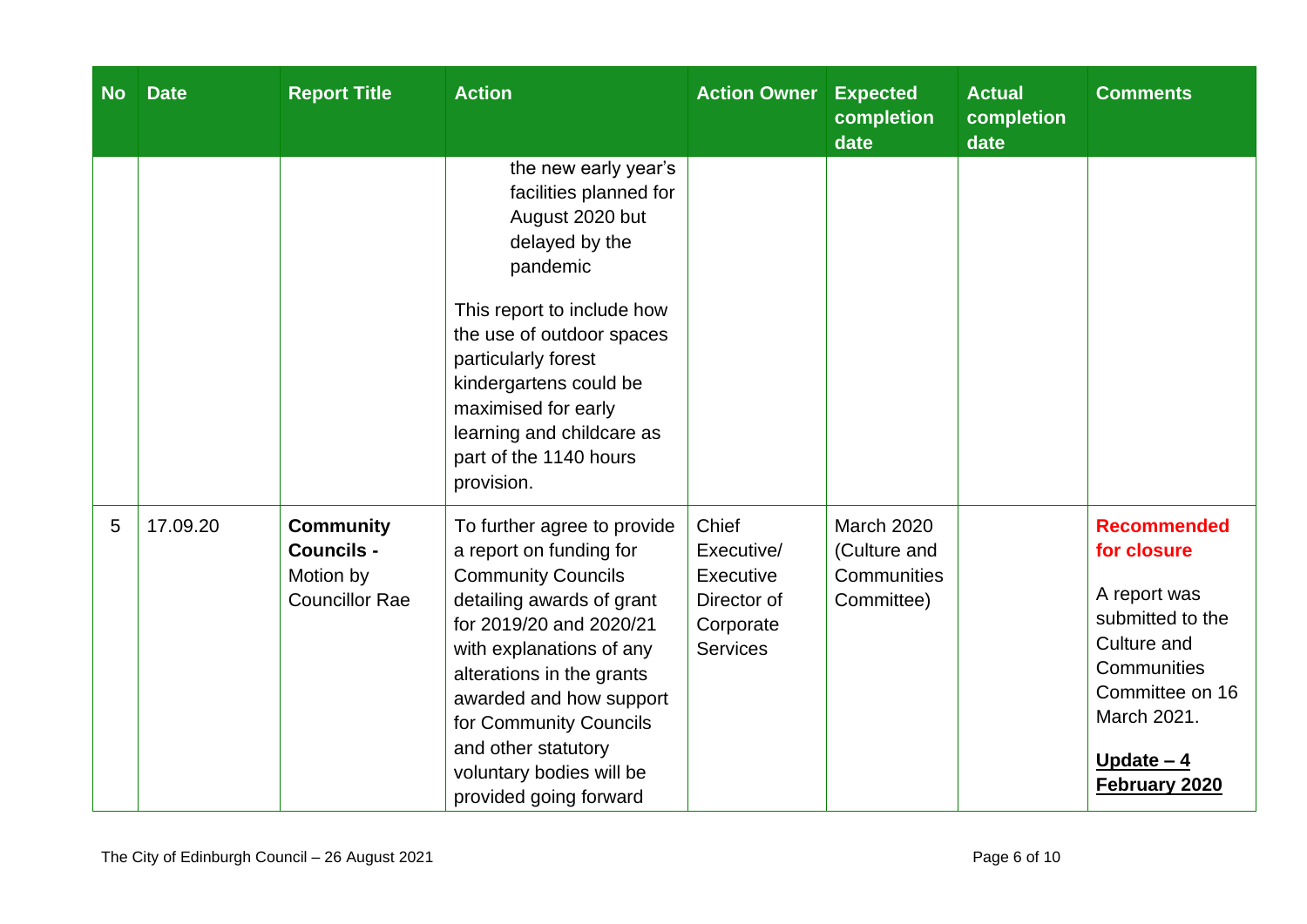| No | Date | Report Title | Action | Action Owner | Expected completion date | Actual completion date | Comments |
|---|---|---|---|---|---|---|---|
| | | | the new early year's facilities planned for August 2020 but delayed by the pandemic<br><br>This report to include how the use of outdoor spaces particularly forest kindergartens could be maximised for early learning and childcare as part of the 1140 hours provision. | | | | |
| 5 | 17.09.20 | **Community Councils -** Motion by Councillor Rae | To further agree to provide a report on funding for Community Councils detailing awards of grant for 2019/20 and 2020/21 with explanations of any alterations in the grants awarded and how support for Community Councils and other statutory voluntary bodies will be provided going forward | Chief Executive/ Executive Director of Corporate Services | March 2020 (Culture and Communities Committee) | | **Recommended for closure**<br><br>A report was submitted to the Culture and Communities Committee on 16 March 2021.<br><br>**Update – 4 February 2020** |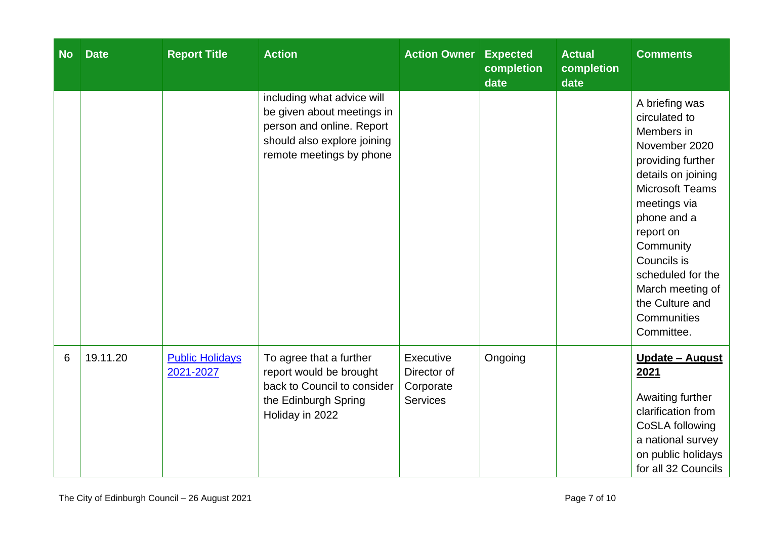| No | Date | Report Title | Action | Action Owner | Expected completion date | Actual completion date | Comments |
|---|---|---|---|---|---|---|---|
| | | | including what advice will be given about meetings in person and online. Report should also explore joining remote meetings by phone | | | | A briefing was circulated to Members in November 2020 providing further details on joining Microsoft Teams meetings via phone and a report on Community Councils is scheduled for the March meeting of the Culture and Communities Committee. |
| 6 | 19.11.20 | [Public Holidays 2021-2027]() | To agree that a further report would be brought back to Council to consider the Edinburgh Spring Holiday in 2022 | Executive Director of Corporate Services | Ongoing | | **Update – August 2021** Awaiting further clarification from CoSLA following a national survey on public holidays for all 32 Councils |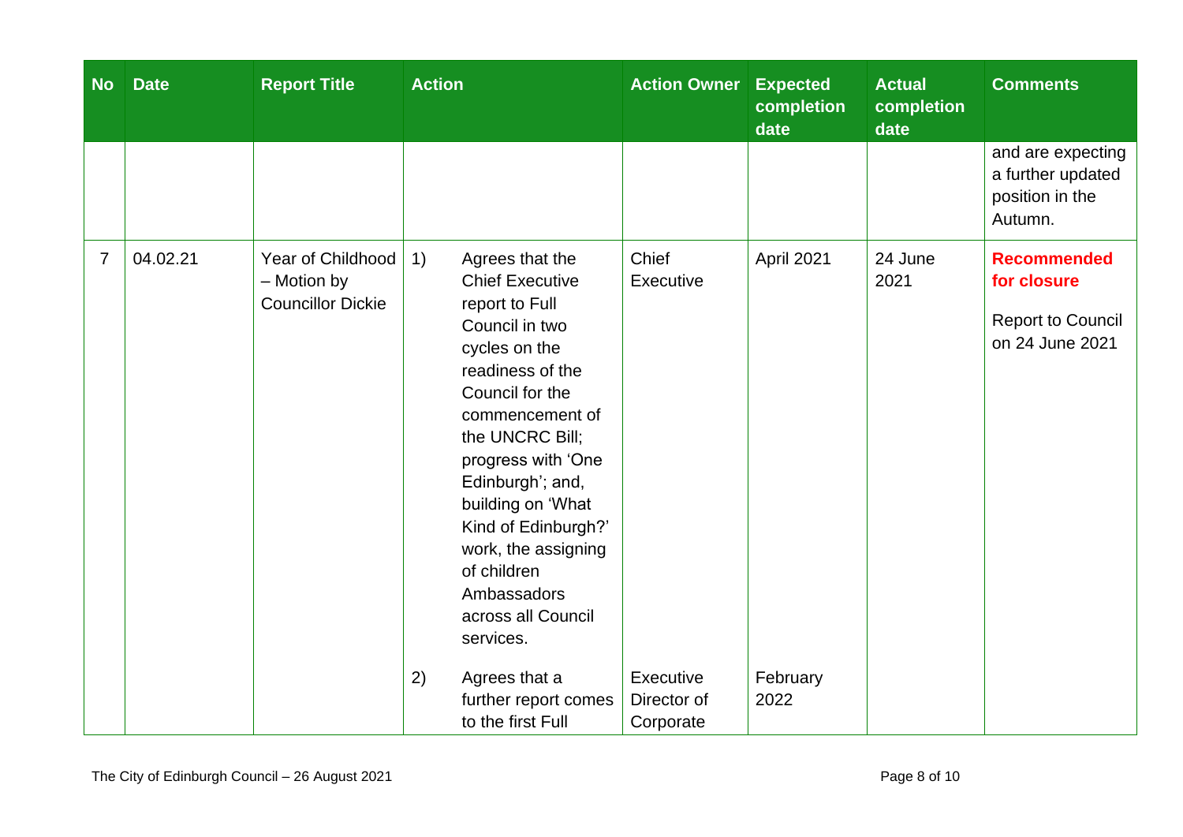| No | Date | Report Title | Action | Action Owner | Expected completion date | Actual completion date | Comments |
|---|---|---|---|---|---|---|---|
| | | | | | | | and are expecting a further updated position in the Autumn. |
| 7 | 04.02.21 | Year of Childhood – Motion by Councillor Dickie | 1) Agrees that the Chief Executive report to Full Council in two cycles on the readiness of the Council for the commencement of the UNCRC Bill; progress with 'One Edinburgh'; and, building on 'What Kind of Edinburgh?' work, the assigning of children Ambassadors across all Council services. | Chief Executive | April 2021 | 24 June 2021 | **Recommended for closure** Report to Council on 24 June 2021 |
| | | | 2) Agrees that a further report comes to the first Full | Executive Director of Corporate | February 2022 | | |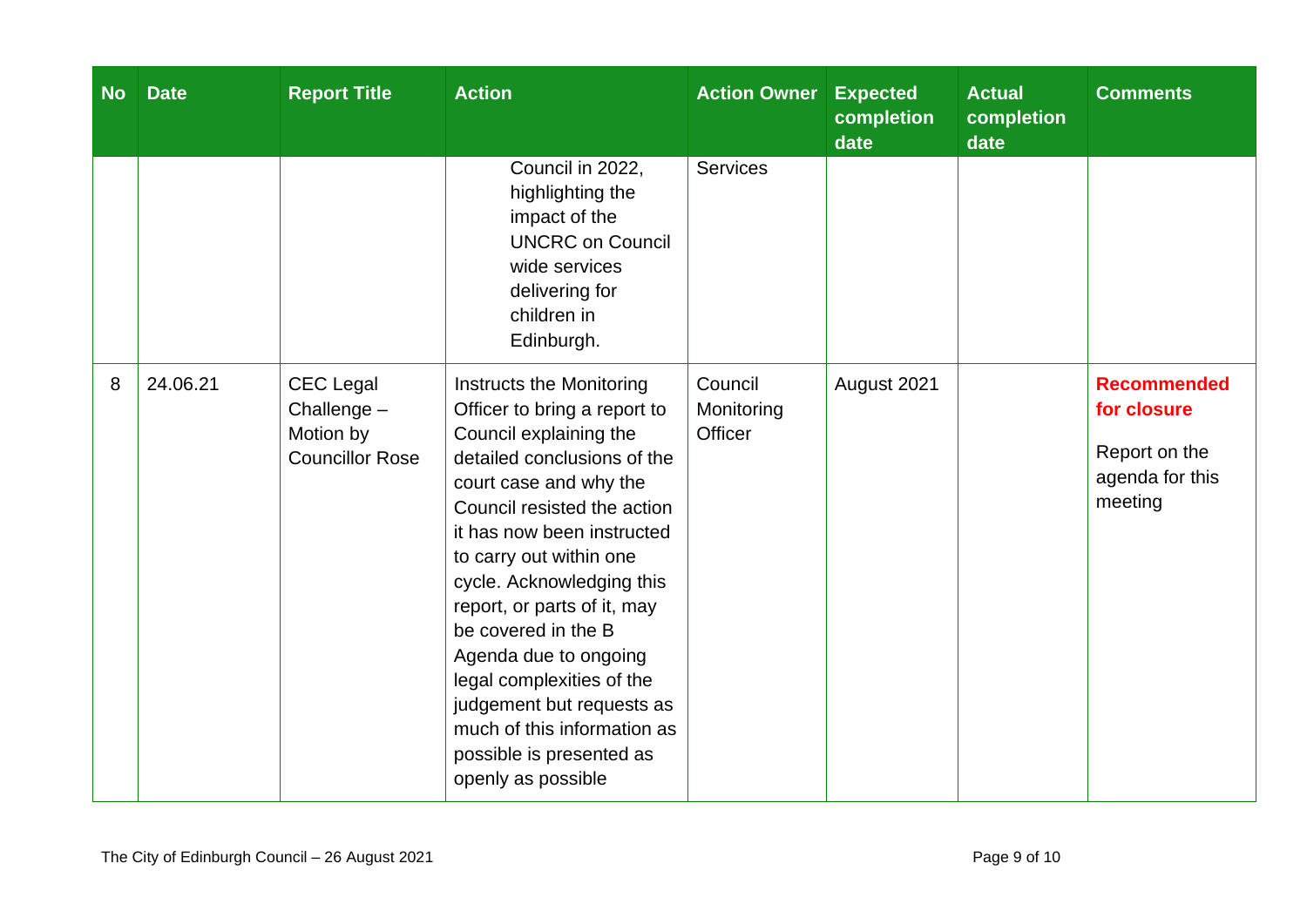| No | Date | Report Title | Action | Action Owner | Expected completion date | Actual completion date | Comments |
|---|---|---|---|---|---|---|---|
| | | | Council in 2022, highlighting the impact of the UNCRC on Council wide services delivering for children in Edinburgh. | Services | | | |
| 8 | 24.06.21 | CEC Legal Challenge – Motion by Councillor Rose | Instructs the Monitoring Officer to bring a report to Council explaining the detailed conclusions of the court case and why the Council resisted the action it has now been instructed to carry out within one cycle. Acknowledging this report, or parts of it, may be covered in the B Agenda due to ongoing legal complexities of the judgement but requests as much of this information as possible is presented as openly as possible | Council Monitoring Officer | August 2021 | | **Recommended for closure** Report on the agenda for this meeting |